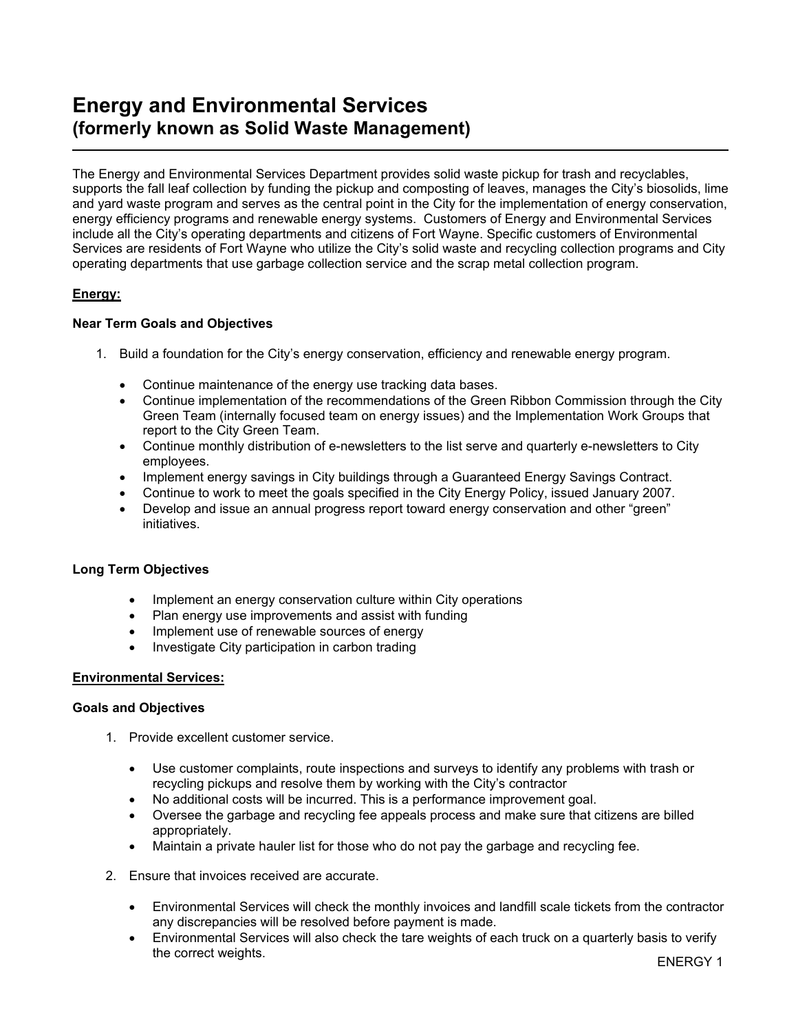# Energy and Environmental Services
## (formerly known as Solid Waste Management)

The Energy and Environmental Services Department provides solid waste pickup for trash and recyclables, supports the fall leaf collection by funding the pickup and composting of leaves, manages the City's biosolids, lime and yard waste program and serves as the central point in the City for the implementation of energy conservation, energy efficiency programs and renewable energy systems. Customers of Energy and Environmental Services include all the City's operating departments and citizens of Fort Wayne. Specific customers of Environmental Services are residents of Fort Wayne who utilize the City's solid waste and recycling collection programs and City operating departments that use garbage collection service and the scrap metal collection program.

### Energy:

#### Near Term Goals and Objectives

1. Build a foundation for the City's energy conservation, efficiency and renewable energy program.
   - Continue maintenance of the energy use tracking data bases.
   - Continue implementation of the recommendations of the Green Ribbon Commission through the City Green Team (internally focused team on energy issues) and the Implementation Work Groups that report to the City Green Team.
   - Continue monthly distribution of e-newsletters to the list serve and quarterly e-newsletters to City employees.
   - Implement energy savings in City buildings through a Guaranteed Energy Savings Contract.
   - Continue to work to meet the goals specified in the City Energy Policy, issued January 2007.
   - Develop and issue an annual progress report toward energy conservation and other "green" initiatives.

#### Long Term Objectives

- Implement an energy conservation culture within City operations
- Plan energy use improvements and assist with funding
- Implement use of renewable sources of energy
- Investigate City participation in carbon trading

### Environmental Services:

#### Goals and Objectives

1. Provide excellent customer service.
   - Use customer complaints, route inspections and surveys to identify any problems with trash or recycling pickups and resolve them by working with the City's contractor
   - No additional costs will be incurred. This is a performance improvement goal.
   - Oversee the garbage and recycling fee appeals process and make sure that citizens are billed appropriately.
   - Maintain a private hauler list for those who do not pay the garbage and recycling fee.

2. Ensure that invoices received are accurate.
   - Environmental Services will check the monthly invoices and landfill scale tickets from the contractor any discrepancies will be resolved before payment is made.
   - Environmental Services will also check the tare weights of each truck on a quarterly basis to verify the correct weights.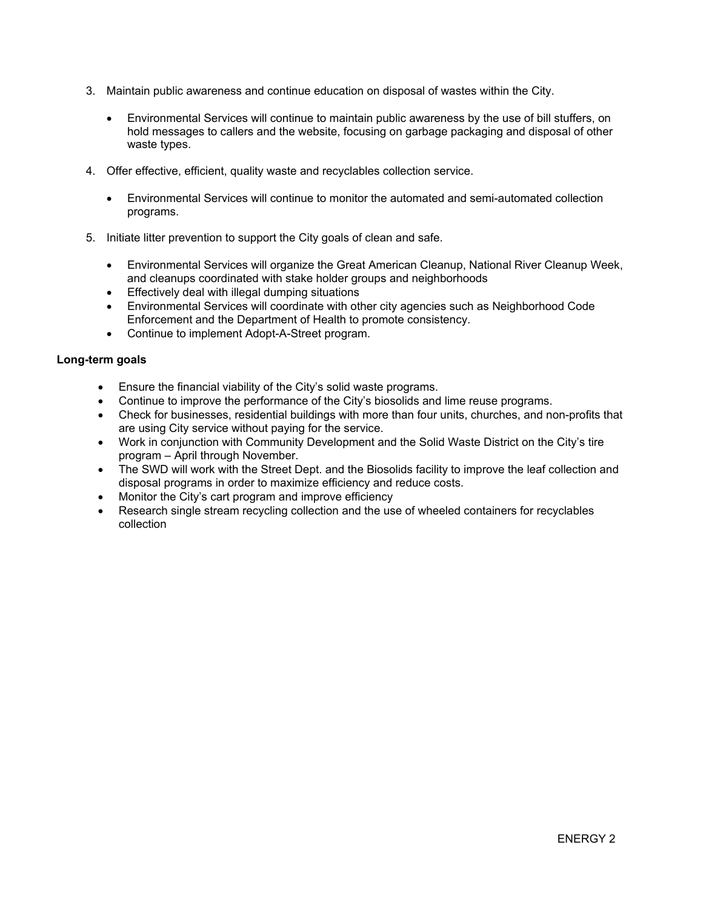3. Maintain public awareness and continue education on disposal of wastes within the City.

    - Environmental Services will continue to maintain public awareness by the use of bill stuffers, on hold messages to callers and the website, focusing on garbage packaging and disposal of other waste types.

4. Offer effective, efficient, quality waste and recyclables collection service.

    - Environmental Services will continue to monitor the automated and semi-automated collection programs.

5. Initiate litter prevention to support the City goals of clean and safe.

    - Environmental Services will organize the Great American Cleanup, National River Cleanup Week, and cleanups coordinated with stake holder groups and neighborhoods
    - Effectively deal with illegal dumping situations
    - Environmental Services will coordinate with other city agencies such as Neighborhood Code Enforcement and the Department of Health to promote consistency.
    - Continue to implement Adopt-A-Street program.

**Long-term goals**

- Ensure the financial viability of the City's solid waste programs.
- Continue to improve the performance of the City's biosolids and lime reuse programs.
- Check for businesses, residential buildings with more than four units, churches, and non-profits that are using City service without paying for the service.
- Work in conjunction with Community Development and the Solid Waste District on the City's tire program – April through November.
- The SWD will work with the Street Dept. and the Biosolids facility to improve the leaf collection and disposal programs in order to maximize efficiency and reduce costs.
- Monitor the City's cart program and improve efficiency
- Research single stream recycling collection and the use of wheeled containers for recyclables collection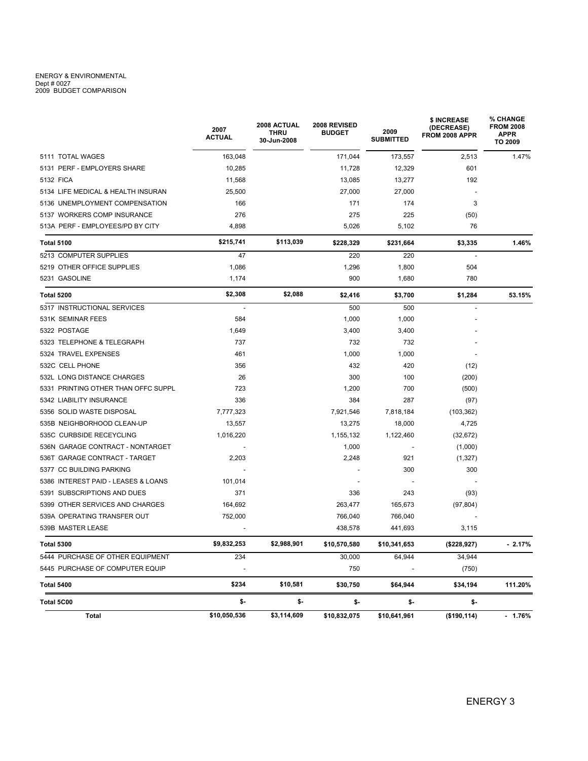ENERGY & ENVIRONMENTAL
Dept # 0027
2009 BUDGET COMPARISON

| | 2007 ACTUAL | 2008 ACTUAL THRU 30-Jun-2008 | 2008 REVISED BUDGET | 2009 SUBMITTED | $ INCREASE (DECREASE) FROM 2008 APPR | % CHANGE FROM 2008 APPR TO 2009 |
|---|---|---|---|---|---|---|
| 5111 TOTAL WAGES | 163,048 | | 171,044 | 173,557 | 2,513 | 1.47% |
| 5131 PERF - EMPLOYERS SHARE | 10,285 | | 11,728 | 12,329 | 601 | |
| 5132 FICA | 11,568 | | 13,085 | 13,277 | 192 | |
| 5134 LIFE MEDICAL & HEALTH INSURAN | 25,500 | | 27,000 | 27,000 | - | |
| 5136 UNEMPLOYMENT COMPENSATION | 166 | | 171 | 174 | 3 | |
| 5137 WORKERS COMP INSURANCE | 276 | | 275 | 225 | (50) | |
| 513A PERF - EMPLOYEES/PD BY CITY | 4,898 | | 5,026 | 5,102 | 76 | |
| **Total 5100** | **$215,741** | **$113,039** | **$228,329** | **$231,664** | **$3,335** | **1.46%** |
| 5213 COMPUTER SUPPLIES | 47 | | 220 | 220 | - | |
| 5219 OTHER OFFICE SUPPLIES | 1,086 | | 1,296 | 1,800 | 504 | |
| 5231 GASOLINE | 1,174 | | 900 | 1,680 | 780 | |
| **Total 5200** | **$2,308** | **$2,088** | **$2,416** | **$3,700** | **$1,284** | **53.15%** |
| 5317 INSTRUCTIONAL SERVICES | - | | 500 | 500 | - | |
| 531K SEMINAR FEES | 584 | | 1,000 | 1,000 | - | |
| 5322 POSTAGE | 1,649 | | 3,400 | 3,400 | - | |
| 5323 TELEPHONE & TELEGRAPH | 737 | | 732 | 732 | - | |
| 5324 TRAVEL EXPENSES | 461 | | 1,000 | 1,000 | - | |
| 532C CELL PHONE | 356 | | 432 | 420 | (12) | |
| 532L LONG DISTANCE CHARGES | 26 | | 300 | 100 | (200) | |
| 5331 PRINTING OTHER THAN OFFC SUPPL | 723 | | 1,200 | 700 | (500) | |
| 5342 LIABILITY INSURANCE | 336 | | 384 | 287 | (97) | |
| 5356 SOLID WASTE DISPOSAL | 7,777,323 | | 7,921,546 | 7,818,184 | (103,362) | |
| 535B NEIGHBORHOOD CLEAN-UP | 13,557 | | 13,275 | 18,000 | 4,725 | |
| 535C CURBSIDE RECEYCLING | 1,016,220 | | 1,155,132 | 1,122,460 | (32,672) | |
| 536N GARAGE CONTRACT - NONTARGET | - | | 1,000 | - | (1,000) | |
| 536T GARAGE CONTRACT - TARGET | 2,203 | | 2,248 | 921 | (1,327) | |
| 5377 CC BUILDING PARKING | - | | - | 300 | 300 | |
| 5386 INTEREST PAID - LEASES & LOANS | 101,014 | | - | - | - | |
| 5391 SUBSCRIPTIONS AND DUES | 371 | | 336 | 243 | (93) | |
| 5399 OTHER SERVICES AND CHARGES | 164,692 | | 263,477 | 165,673 | (97,804) | |
| 539A OPERATING TRANSFER OUT | 752,000 | | 766,040 | 766,040 | - | |
| 539B MASTER LEASE | - | | 438,578 | 441,693 | 3,115 | |
| **Total 5300** | **$9,832,253** | **$2,988,901** | **$10,570,580** | **$10,341,653** | **($228,927)** | **- 2.17%** |
| 5444 PURCHASE OF OTHER EQUIPMENT | 234 | | 30,000 | 64,944 | 34,944 | |
| 5445 PURCHASE OF COMPUTER EQUIP | - | | 750 | - | (750) | |
| **Total 5400** | **$234** | **$10,581** | **$30,750** | **$64,944** | **$34,194** | **111.20%** |
| **Total 5C00** | **$-** | **$-** | **$-** | **$-** | **$-** | |
| **Total** | **$10,050,536** | **$3,114,609** | **$10,832,075** | **$10,641,961** | **($190,114)** | **- 1.76%** |

ENERGY 3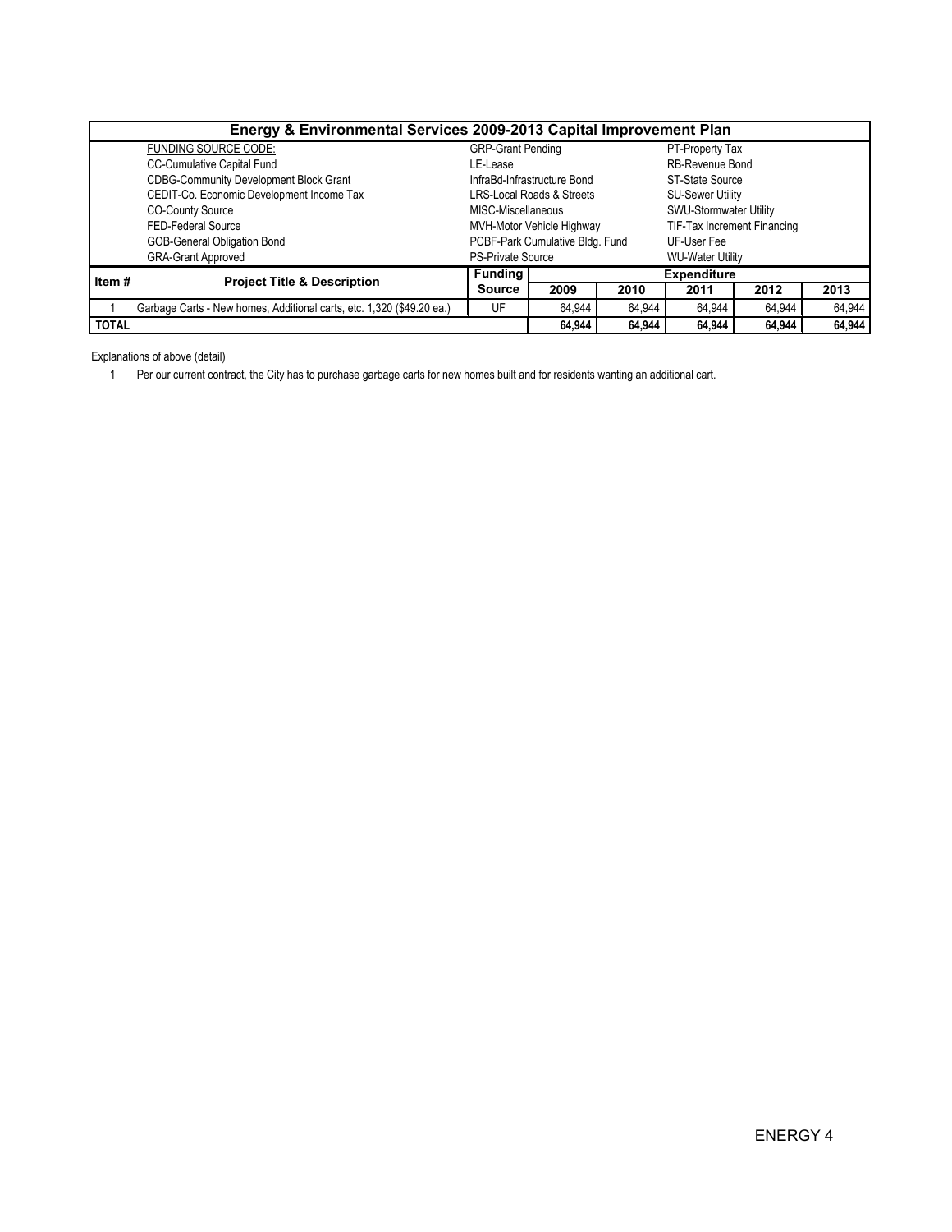## Energy & Environmental Services 2009-2013 Capital Improvement Plan

| FUNDING SOURCE CODE: | | |
|---|---|---|
| CC-Cumulative Capital Fund | GRP-Grant Pending | PT-Property Tax |
| CDBG-Community Development Block Grant | LE-Lease | RB-Revenue Bond |
| CEDIT-Co. Economic Development Income Tax | InfraBd-Infrastructure Bond | ST-State Source |
| CO-County Source | LRS-Local Roads & Streets | SU-Sewer Utility |
| FED-Federal Source | MISC-Miscellaneous | SWU-Stormwater Utility |
| GOB-General Obligation Bond | MVH-Motor Vehicle Highway | TIF-Tax Increment Financing |
| GRA-Grant Approved | PCBF-Park Cumulative Bldg. Fund | UF-User Fee |
| | PS-Private Source | WU-Water Utility |

| Item # | Project Title & Description | Funding Source | Expenditure | | | | |
|---|---|---|---|---|---|---|---|
| | | | 2009 | 2010 | 2011 | 2012 | 2013 |
| 1 | Garbage Carts - New homes, Additional carts, etc. 1,320 ($49.20 ea.) | UF | 64,944 | 64,944 | 64,944 | 64,944 | 64,944 |
| **TOTAL** | | | **64,944** | **64,944** | **64,944** | **64,944** | **64,944** |

Explanations of above (detail)

1 Per our current contract, the City has to purchase garbage carts for new homes built and for residents wanting an additional cart.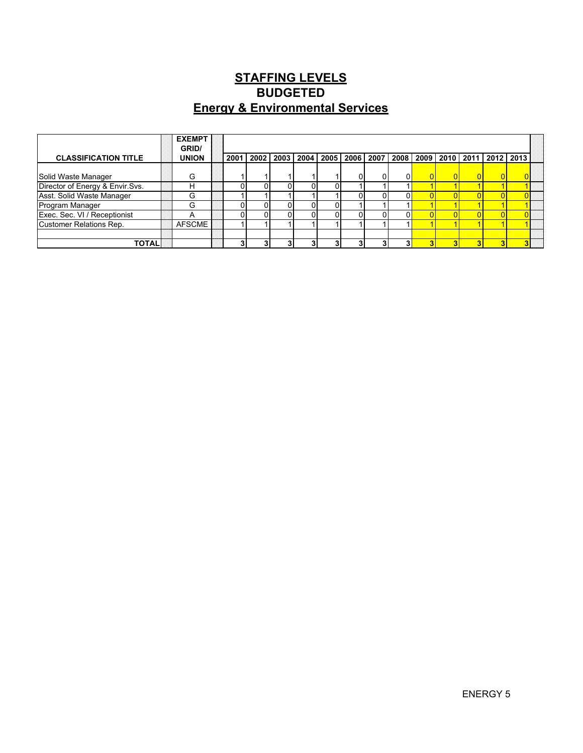## STAFFING LEVELS
## BUDGETED
## Energy & Environmental Services

| CLASSIFICATION TITLE | EXEMPT GRID/ UNION | 2001 | 2002 | 2003 | 2004 | 2005 | 2006 | 2007 | 2008 | 2009 | 2010 | 2011 | 2012 | 2013 |
|---|---|---|---|---|---|---|---|---|---|---|---|---|---|---|
| Solid Waste Manager | G | 1 | 1 | 1 | 1 | 1 | 0 | 0 | 0 | 0 | 0 | 0 | 0 | 0 |
| Director of Energy & Envir.Svs. | H | 0 | 0 | 0 | 0 | 0 | 1 | 1 | 1 | 1 | 1 | 1 | 1 | 1 |
| Asst. Solid Waste Manager | G | 1 | 1 | 1 | 1 | 1 | 0 | 0 | 0 | 0 | 0 | 0 | 0 | 0 |
| Program Manager | G | 0 | 0 | 0 | 0 | 0 | 1 | 1 | 1 | 1 | 1 | 1 | 1 | 1 |
| Exec. Sec. VI / Receptionist | A | 0 | 0 | 0 | 0 | 0 | 0 | 0 | 0 | 0 | 0 | 0 | 0 | 0 |
| Customer Relations Rep. | AFSCME | 1 | 1 | 1 | 1 | 1 | 1 | 1 | 1 | 1 | 1 | 1 | 1 | 1 |
| | | | | | | | | | | | | | | |
| **TOTAL** | | 3 | 3 | 3 | 3 | 3 | 3 | 3 | 3 | 3 | 3 | 3 | 3 | 3 |

ENERGY 5